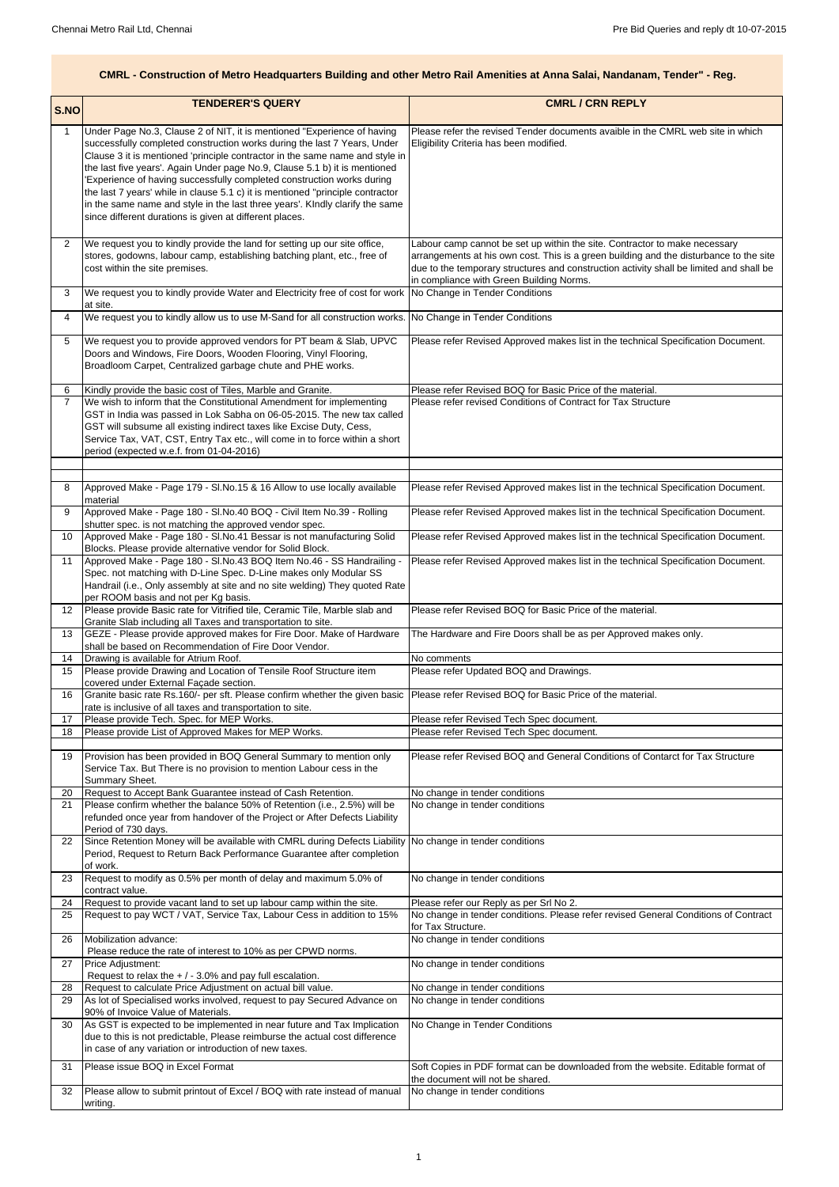**CMRL - Construction of Metro Headquarters Building and other Metro Rail Amenities at Anna Salai, Nandanam, Tender" - Reg.**

| S.NO | TENDERER'S QUERY | CMRL / CRN REPLY |
|---|---|---|
| 1 | Under Page No.3, Clause 2 of NIT, it is mentioned "Experience of having successfully completed construction works during the last 7 Years, Under Clause 3 it is mentioned 'principle contractor in the same name and style in the last five years'. Again Under page No.9, Clause 5.1 b) it is mentioned 'Experience of having successfully completed construction works during the last 7 years' while in clause 5.1 c) it is mentioned "principle contractor in the same name and style in the last three years'. KIndly clarify the same since different durations is given at different places. | Please refer the revised Tender documents avaible in the CMRL web site in which Eligibility Criteria has been modified. |
| 2 | We request you to kindly provide the land for setting up our site office, stores, godowns, labour camp, establishing batching plant, etc., free of cost within the site premises. | Labour camp cannot be set up within the site. Contractor to make necessary arrangements at his own cost. This is a green building and the disturbance to the site due to the temporary structures and construction activity shall be limited and shall be in compliance with Green Building Norms. |
| 3 | We request you to kindly provide Water and Electricity free of cost for work at site. | No Change in Tender Conditions |
| 4 | We request you to kindly allow us to use M-Sand for all construction works. | No Change in Tender Conditions |
| 5 | We request you to provide approved vendors for PT beam & Slab, UPVC Doors and Windows, Fire Doors, Wooden Flooring, Vinyl Flooring, Broadloom Carpet, Centralized garbage chute and PHE works. | Please refer Revised Approved makes list in the technical Specification Document. |
| 6 | Kindly provide the basic cost of Tiles, Marble and Granite. | Please refer Revised BOQ for Basic Price of the material. |
| 7 | We wish to inform that the Constitutional Amendment for implementing GST in India was passed in Lok Sabha on 06-05-2015. The new tax called GST will subsume all existing indirect taxes like Excise Duty, Cess, Service Tax, VAT, CST, Entry Tax etc., will come in to force within a short period (expected w.e.f. from 01-04-2016) | Please refer revised Conditions of Contract for Tax Structure |
| | | |
| 8 | Approved Make - Page 179 - Sl.No.15 & 16 Allow to use locally available material | Please refer Revised Approved makes list in the technical Specification Document. |
| 9 | Approved Make - Page 180 - Sl.No.40 BOQ - Civil Item No.39 - Rolling shutter spec. is not matching the approved vendor spec. | Please refer Revised Approved makes list in the technical Specification Document. |
| 10 | Approved Make - Page 180 - Sl.No.41 Bessar is not manufacturing Solid Blocks. Please provide alternative vendor for Solid Block. | Please refer Revised Approved makes list in the technical Specification Document. |
| 11 | Approved Make - Page 180 - Sl.No.43 BOQ Item No.46 - SS Handrailing - Spec. not matching with D-Line Spec. D-Line makes only Modular SS Handrail (i.e., Only assembly at site and no site welding) They quoted Rate per ROOM basis and not per Kg basis. | Please refer Revised Approved makes list in the technical Specification Document. |
| 12 | Please provide Basic rate for Vitrified tile, Ceramic Tile, Marble slab and Granite Slab including all Taxes and transportation to site. | Please refer Revised BOQ for Basic Price of the material. |
| 13 | GEZE - Please provide approved makes for Fire Door. Make of Hardware shall be based on Recommendation of Fire Door Vendor. | The Hardware and Fire Doors shall be as per Approved makes only. |
| 14 | Drawing is available for Atrium Roof. | No comments |
| 15 | Please provide Drawing and Location of Tensile Roof Structure item covered under External Façade section. | Please refer Updated BOQ and Drawings. |
| 16 | Granite basic rate Rs.160/- per sft. Please confirm whether the given basic rate is inclusive of all taxes and transportation to site. | Please refer Revised BOQ for Basic Price of the material. |
| 17 | Please provide Tech. Spec. for MEP Works. | Please refer Revised Tech Spec document. |
| 18 | Please provide List of Approved Makes for MEP Works. | Please refer Revised Tech Spec document. |
| | | |
| 19 | Provision has been provided in BOQ General Summary to mention only Service Tax. But There is no provision to mention Labour cess in the Summary Sheet. | Please refer Revised BOQ and General Conditions of Contarct for Tax Structure |
| 20 | Request to Accept Bank Guarantee instead of Cash Retention. | No change in tender conditions |
| 21 | Please confirm whether the balance 50% of Retention (i.e., 2.5%) will be refunded once year from handover of the Project or After Defects Liability Period of 730 days. | No change in tender conditions |
| 22 | Since Retention Money will be available with CMRL during Defects Liability Period, Request to Return Back Performance Guarantee after completion of work. | No change in tender conditions |
| 23 | Request to modify as 0.5% per month of delay and maximum 5.0% of contract value. | No change in tender conditions |
| 24 | Request to provide vacant land to set up labour camp within the site. | Please refer our Reply as per Srl No 2. |
| 25 | Request to pay WCT / VAT, Service Tax, Labour Cess in addition to 15% | No change in tender conditions. Please refer revised General Conditions of Contract for Tax Structure. |
| 26 | Mobilization advance:<br>Please reduce the rate of interest to 10% as per CPWD norms. | No change in tender conditions |
| 27 | Price Adjustment:<br>Request to relax the + / - 3.0% and pay full escalation. | No change in tender conditions |
| 28 | Request to calculate Price Adjustment on actual bill value. | No change in tender conditions |
| 29 | As lot of Specialised works involved, request to pay Secured Advance on 90% of Invoice Value of Materials. | No change in tender conditions |
| 30 | As GST is expected to be implemented in near future and Tax Implication due to this is not predictable, Please reimburse the actual cost difference in case of any variation or introduction of new taxes. | No Change in Tender Conditions |
| 31 | Please issue BOQ in Excel Format | Soft Copies in PDF format can be downloaded from the website. Editable format of the document will not be shared. |
| 32 | Please allow to submit printout of Excel / BOQ with rate instead of manual writing. | No change in tender conditions |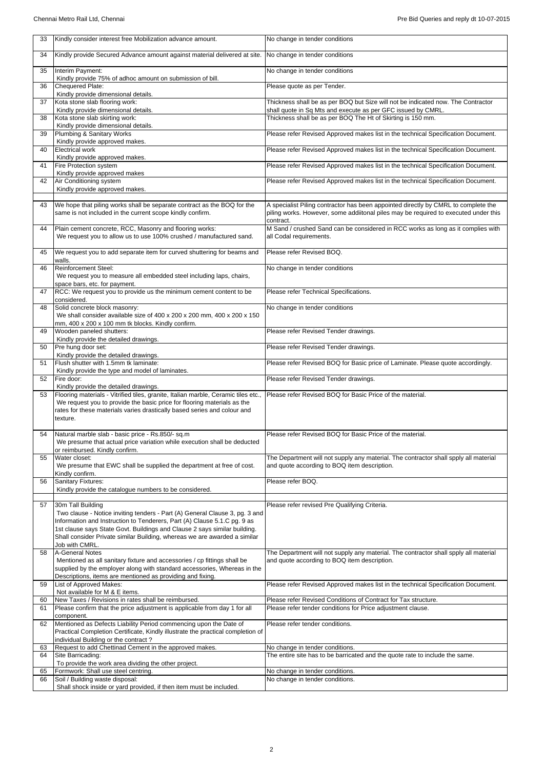| 33 | Kindly consider interest free Mobilization advance amount. | No change in tender conditions |
|---|---|---|
| 34 | Kindly provide Secured Advance amount against material delivered at site. | No change in tender conditions |
| 35 | Interim Payment:<br>Kindly provide 75% of adhoc amount on submission of bill. | No change in tender conditions |
| 36 | Chequered Plate:<br>Kindly provide dimensional details. | Please quote as per Tender. |
| 37 | Kota stone slab flooring work:<br>Kindly provide dimensional details. | Thickness shall be as per BOQ but Size will not be indicated now. The Contractor shall quote in Sq Mts and execute as per GFC issued by CMRL. |
| 38 | Kota stone slab skirting work:<br>Kindly provide dimensional details. | Thickness shall be as per BOQ The Ht of Skirting is 150 mm. |
| 39 | Plumbing & Sanitary Works<br>Kindly provide approved makes. | Please refer Revised Approved makes list in the technical Specification Document. |
| 40 | Electrical work<br>Kindly provide approved makes. | Please refer Revised Approved makes list in the technical Specification Document. |
| 41 | Fire Protection system<br>Kindly provide approved makes | Please refer Revised Approved makes list in the technical Specification Document. |
| 42 | Air Conditioning system<br>Kindly provide approved makes. | Please refer Revised Approved makes list in the technical Specification Document. |
| | | |
| 43 | We hope that piling works shall be separate contract as the BOQ for the same is not included in the current scope kindly confirm. | A specialist Piling contractor has been appointed directly by CMRL to complete the piling works. However, some addiitonal piles may be required to executed under this contract. |
| 44 | Plain cement concrete, RCC, Masonry and flooring works:<br>We request you to allow us to use 100% crushed / manufactured sand. | M Sand / crushed Sand can be considered in RCC works as long as it complies with all Codal requirements. |
| 45 | We request you to add separate item for curved shuttering for beams and walls. | Please refer Revised BOQ. |
| 46 | Reinforcement Steel:<br>We request you to measure all embedded steel including laps, chairs, space bars, etc. for payment. | No change in tender conditions |
| 47 | RCC: We request you to provide us the minimum cement content to be considered. | Please refer Technical Specifications. |
| 48 | Solid concrete block masonry:<br>We shall consider available size of 400 x 200 x 200 mm, 400 x 200 x 150 mm, 400 x 200 x 100 mm tk blocks. Kindly confirm. | No change in tender conditions |
| 49 | Wooden paneled shutters:<br>Kindly provide the detailed drawings. | Please refer Revised Tender drawings. |
| 50 | Pre hung door set:<br>Kindly provide the detailed drawings. | Please refer Revised Tender drawings. |
| 51 | Flush shutter with 1.5mm tk laminate:<br>Kindly provide the type and model of laminates. | Please refer Revised BOQ for Basic price of Laminate. Please quote accordingly. |
| 52 | Fire door:<br>Kindly provide the detailed drawings. | Please refer Revised Tender drawings. |
| 53 | Flooring materials - Vitrified tiles, granite, Italian marble, Ceramic tiles etc.,<br>We request you to provide the basic price for flooring materials as the rates for these materials varies drastically based series and colour and texture. | Please refer Revised BOQ for Basic Price of the material. |
| 54 | Natural marble slab - basic price - Rs.850/- sq.m<br>We presume that actual price variation while execution shall be deducted or reimbursed. Kindly confirm. | Please refer Revised BOQ for Basic Price of the material. |
| 55 | Water closet:<br>We presume that EWC shall be supplied the department at free of cost. Kindly confirm. | The Department will not supply any material. The contractor shall spply all material and quote according to BOQ item description. |
| 56 | Sanitary Fixtures:<br>Kindly provide the catalogue numbers to be considered. | Please refer BOQ. |
| | | |
| 57 | 30m Tall Building<br>Two clause - Notice inviting tenders - Part (A) General Clause 3, pg. 3 and Information and Instruction to Tenderers, Part (A) Clause 5.1.C pg. 9 as 1st clause says State Govt. Buildings and Clause 2 says similar building. Shall consider Private similar Building, whereas we are awarded a similar Job with CMRL. | Please refer revised Pre Qualifying Criteria. |
| 58 | A-General Notes<br>Mentioned as all sanitary fixture and accessories / cp fittings shall be supplied by the employer along with standard accessories, Whereas in the Descriptions, items are mentioned as providing and fixing. | The Department will not supply any material. The contractor shall spply all material and quote according to BOQ item description. |
| 59 | List of Approved Makes:<br>Not available for M & E items. | Please refer Revised Approved makes list in the technical Specification Document. |
| 60 | New Taxes / Revisions in rates shall be reimbursed. | Please refer Revised Conditions of Contract for Tax structure. |
| 61 | Please confirm that the price adjustment is applicable from day 1 for all component. | Please refer tender conditions for Price adjustment clause. |
| 62 | Mentioned as Defects Liability Period commencing upon the Date of Practical Completion Certificate, Kindly illustrate the practical completion of individual Building or the contract ? | Please refer tender conditions. |
| 63 | Request to add Chettinad Cement in the approved makes. | No change in tender conditions. |
| 64 | Site Barricading:<br>To provide the work area dividing the other project. | The entire site has to be barricated and the quote rate to include the same. |
| 65 | Formwork: Shall use steel centring. | No change in tender conditions. |
| 66 | Soil / Building waste disposal:<br>Shall shock inside or yard provided, if then item must be included. | No change in tender conditions. |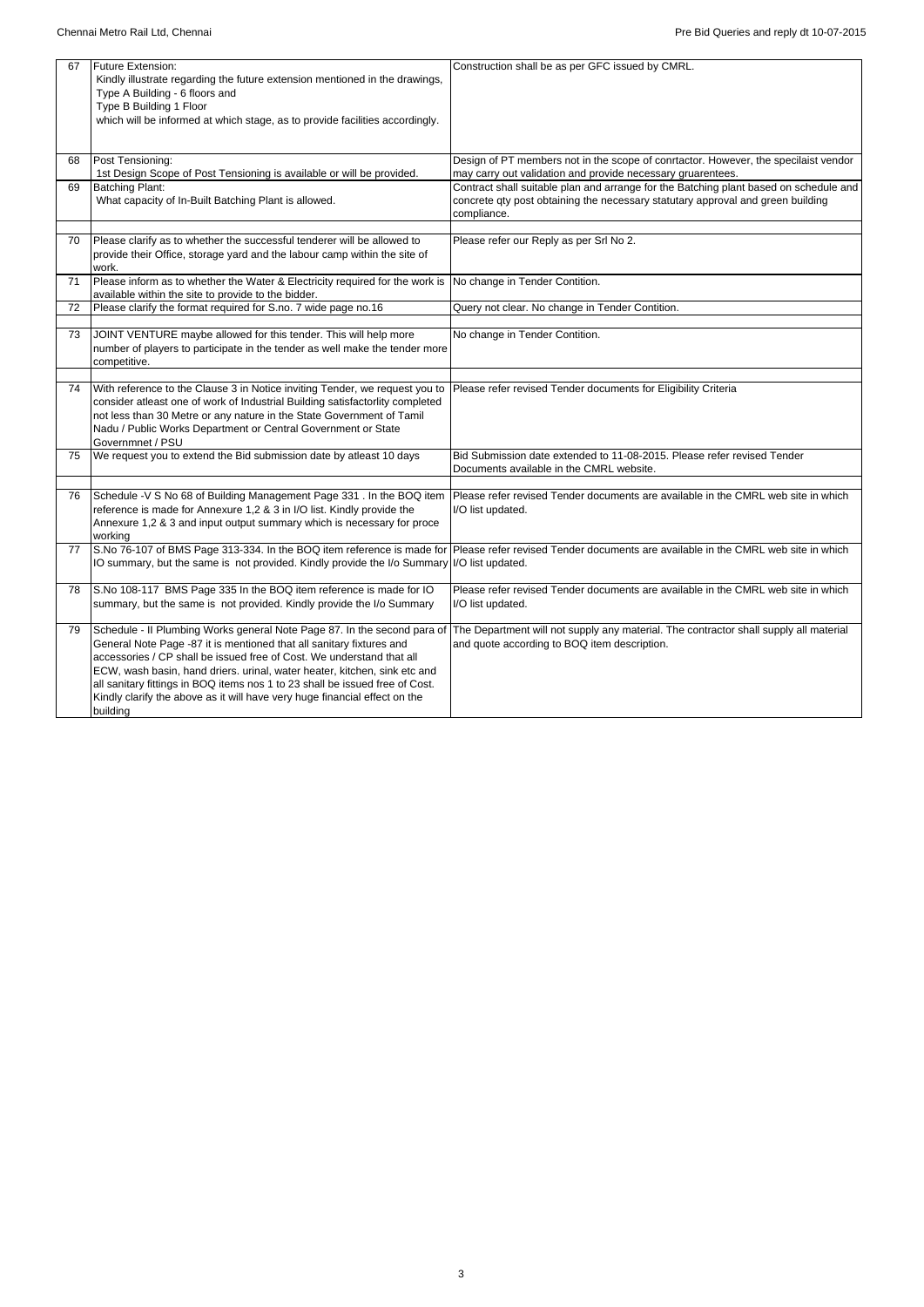| | | |
|---|---|---|
| 67 | Future Extension:<br>Kindly illustrate regarding the future extension mentioned in the drawings,<br>Type A Building - 6 floors and<br>Type B Building 1 Floor<br>which will be informed at which stage, as to provide facilities accordingly. | Construction shall be as per GFC issued by CMRL. |
| 68 | Post Tensioning:<br>1st Design Scope of Post Tensioning is available or will be provided. | Design of PT members not in the scope of conrtactor. However, the specilaist vendor may carry out validation and provide necessary gruarentees. |
| 69 | Batching Plant:<br>What capacity of In-Built Batching Plant is allowed. | Contract shall suitable plan and arrange for the Batching plant based on schedule and concrete qty post obtaining the necessary statutary approval and green building compliance. |
| | | |
| 70 | Please clarify as to whether the successful tenderer will be allowed to provide their Office, storage yard and the labour camp within the site of work. | Please refer our Reply as per Srl No 2. |
| 71 | Please inform as to whether the Water & Electricity required for the work is available within the site to provide to the bidder. | No change in Tender Contition. |
| 72 | Please clarify the format required for S.no. 7 wide page no.16 | Query not clear. No change in Tender Contition. |
| | | |
| 73 | JOINT VENTURE maybe allowed for this tender. This will help more number of players to participate in the tender as well make the tender more competitive. | No change in Tender Contition. |
| | | |
| 74 | With reference to the Clause 3 in Notice inviting Tender, we request you to consider atleast one of work of Industrial Building satisfactorlity completed not less than 30 Metre or any nature in the State Government of Tamil Nadu / Public Works Department or Central Government or State Governmnet / PSU | Please refer revised Tender documents for Eligibility Criteria |
| 75 | We request you to extend the Bid submission date by atleast 10 days | Bid Submission date extended to 11-08-2015. Please refer revised Tender Documents available in the CMRL website. |
| | | |
| 76 | Schedule -V S No 68 of Building Management Page 331 . In the BOQ item reference is made for Annexure 1,2 & 3 in I/O list. Kindly provide the Annexure 1,2 & 3 and input output summary which is necessary for proce working | Please refer revised Tender documents are available in the CMRL web site in which I/O list updated. |
| 77 | S.No 76-107 of BMS Page 313-334. In the BOQ item reference is made for IO summary, but the same is not provided. Kindly provide the I/o Summary | Please refer revised Tender documents are available in the CMRL web site in which I/O list updated. |
| 78 | S.No 108-117 BMS Page 335 In the BOQ item reference is made for IO summary, but the same is not provided. Kindly provide the I/o Summary | Please refer revised Tender documents are available in the CMRL web site in which I/O list updated. |
| 79 | Schedule - II Plumbing Works general Note Page 87. In the second para of General Note Page -87 it is mentioned that all sanitary fixtures and accessories / CP shall be issued free of Cost. We understand that all ECW, wash basin, hand driers. urinal, water heater, kitchen, sink etc and all sanitary fittings in BOQ items nos 1 to 23 shall be issued free of Cost. Kindly clarify the above as it will have very huge financial effect on the building | The Department will not supply any material. The contractor shall supply all material and quote according to BOQ item description. |